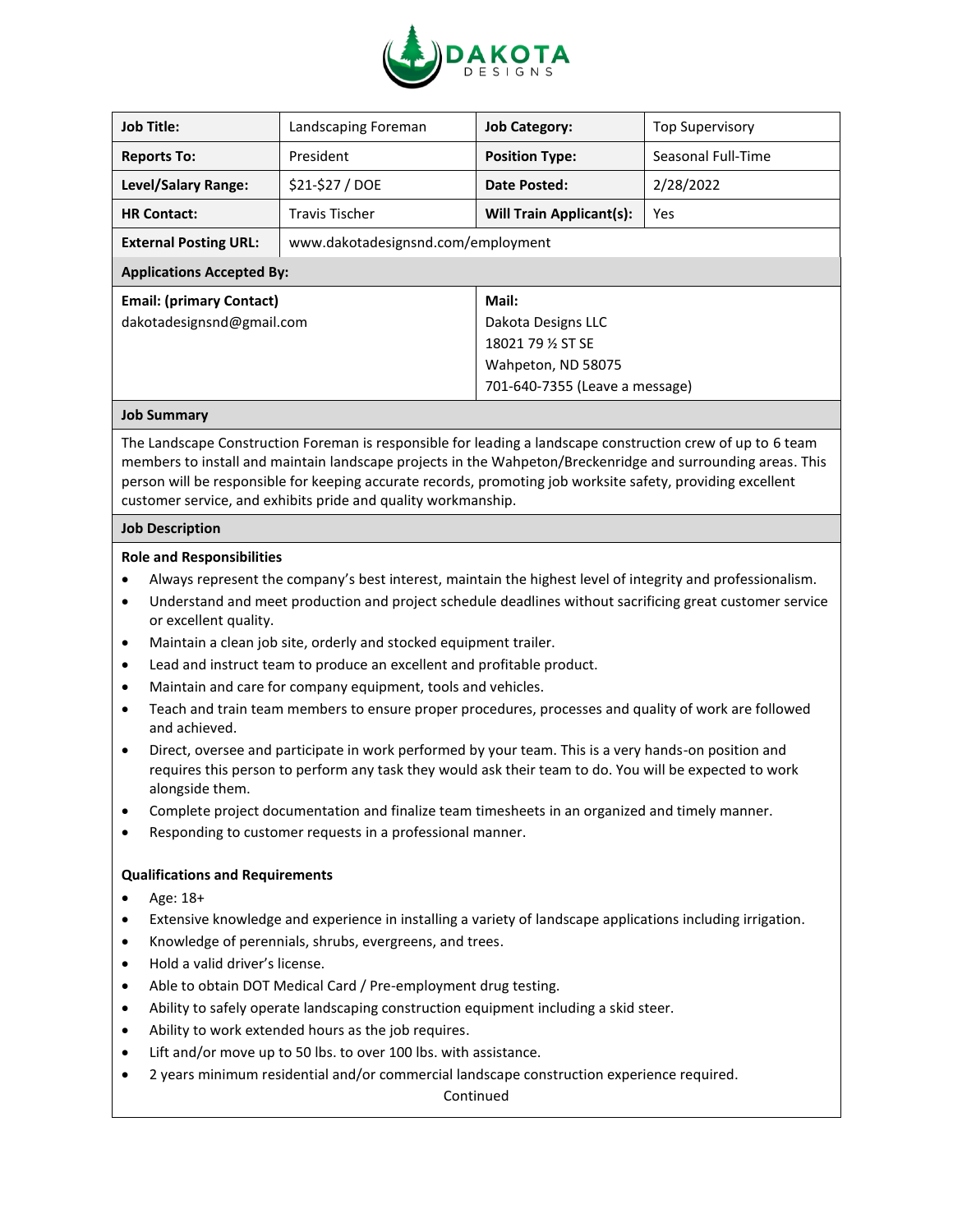DAKOTA DESIGNS

| Job Title: | Landscaping Foreman | Job Category: | Top Supervisory |
|---|---|---|---|
| Reports To: | President | Position Type: | Seasonal Full-Time |
| Level/Salary Range: | $21-$27 / DOE | Date Posted: | 2/28/2022 |
| HR Contact: | Travis Tischer | Will Train Applicant(s): | Yes |
| External Posting URL: | www.dakotadesignsnd.com/employment | | |

**Applications Accepted By:**

| Email: (primary Contact) | Mail: |
|---|---|
| dakotadesignsnd@gmail.com | Dakota Designs LLC<br>18021 79 ½ ST SE<br>Wahpeton, ND 58075<br>701-640-7355 (Leave a message) |

## Job Summary

The Landscape Construction Foreman is responsible for leading a landscape construction crew of up to 6 team members to install and maintain landscape projects in the Wahpeton/Breckenridge and surrounding areas. This person will be responsible for keeping accurate records, promoting job worksite safety, providing excellent customer service, and exhibits pride and quality workmanship.

## Job Description

### Role and Responsibilities

- Always represent the company's best interest, maintain the highest level of integrity and professionalism.
- Understand and meet production and project schedule deadlines without sacrificing great customer service or excellent quality.
- Maintain a clean job site, orderly and stocked equipment trailer.
- Lead and instruct team to produce an excellent and profitable product.
- Maintain and care for company equipment, tools and vehicles.
- Teach and train team members to ensure proper procedures, processes and quality of work are followed and achieved.
- Direct, oversee and participate in work performed by your team. This is a very hands-on position and requires this person to perform any task they would ask their team to do. You will be expected to work alongside them.
- Complete project documentation and finalize team timesheets in an organized and timely manner.
- Responding to customer requests in a professional manner.

### Qualifications and Requirements

- Age: 18+
- Extensive knowledge and experience in installing a variety of landscape applications including irrigation.
- Knowledge of perennials, shrubs, evergreens, and trees.
- Hold a valid driver's license.
- Able to obtain DOT Medical Card / Pre-employment drug testing.
- Ability to safely operate landscaping construction equipment including a skid steer.
- Ability to work extended hours as the job requires.
- Lift and/or move up to 50 lbs. to over 100 lbs. with assistance.
- 2 years minimum residential and/or commercial landscape construction experience required.

Continued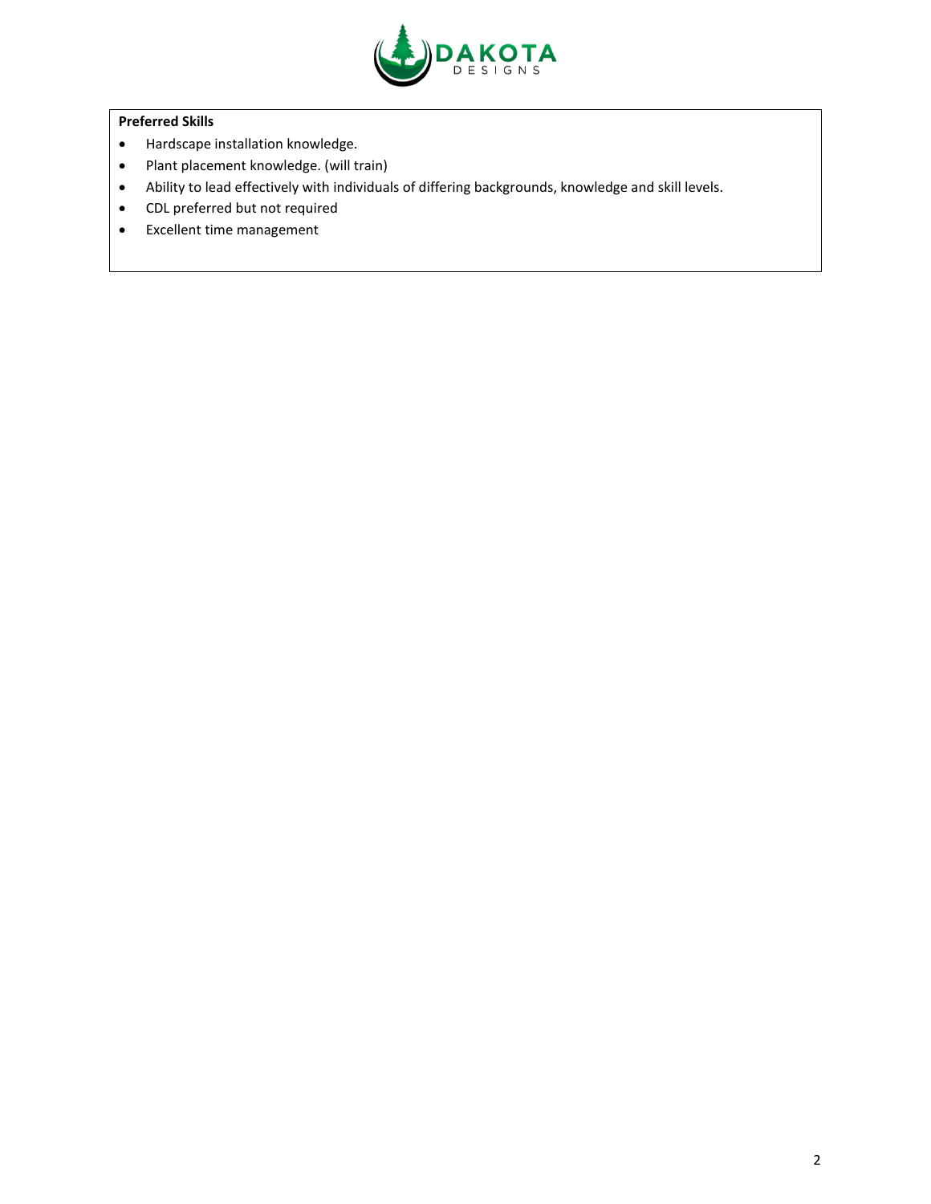**Preferred Skills**

- Hardscape installation knowledge.
- Plant placement knowledge. (will train)
- Ability to lead effectively with individuals of differing backgrounds, knowledge and skill levels.
- CDL preferred but not required
- Excellent time management